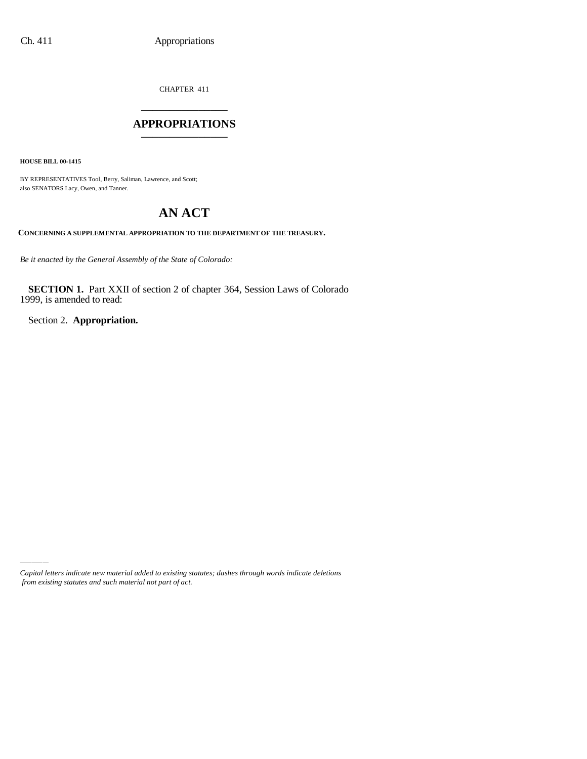CHAPTER 411

# APPROPRIATIONS

**HOUSE BILL 00-1415**

BY REPRESENTATIVES Tool, Berry, Saliman, Lawrence, and Scott;
also SENATORS Lacy, Owen, and Tanner.

# AN ACT

**CONCERNING A SUPPLEMENTAL APPROPRIATION TO THE DEPARTMENT OF THE TREASURY.**

*Be it enacted by the General Assembly of the State of Colorado:*

**SECTION 1.** Part XXII of section 2 of chapter 364, Session Laws of Colorado 1999, is amended to read:

Section 2. **Appropriation.**

---

*Capital letters indicate new material added to existing statutes; dashes through words indicate deletions from existing statutes and such material not part of act.*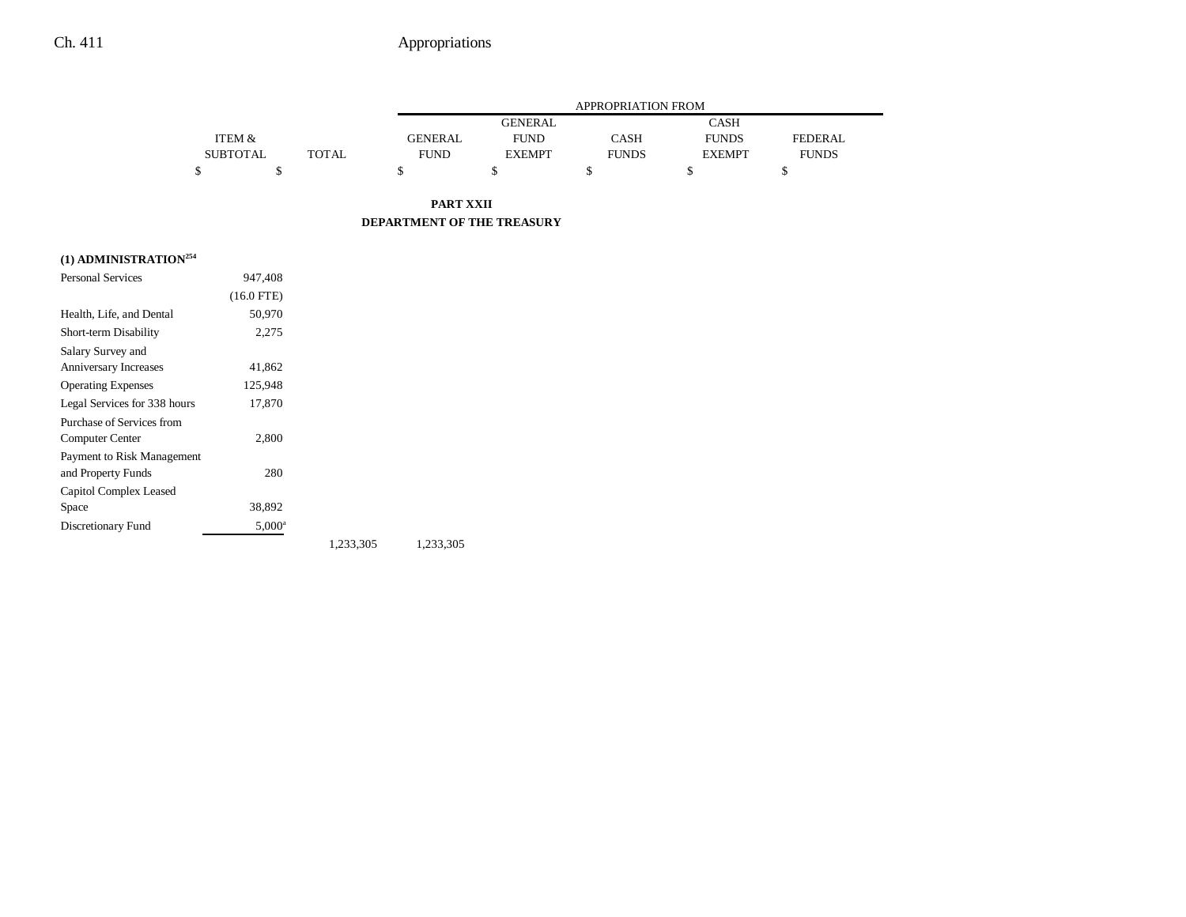| | ITEM & SUBTOTAL | TOTAL | APPROPRIATION FROM GENERAL FUND | GENERAL FUND EXEMPT | CASH FUNDS | CASH FUNDS EXEMPT | FEDERAL FUNDS |
|---|---|---|---|---|---|---|---|
| | $ | $ | $ | $ | $ | $ | $ |

**PART XXII**
**DEPARTMENT OF THE TREASURY**

| | ITEM & SUBTOTAL | TOTAL | GENERAL FUND | GENERAL FUND EXEMPT | CASH FUNDS | CASH FUNDS EXEMPT | FEDERAL FUNDS |
|---|---|---|---|---|---|---|---|
| **(1) ADMINISTRATION**[254] | | | | | | | |
| Personal Services | 947,408 | | | | | | |
| | (16.0 FTE) | | | | | | |
| Health, Life, and Dental | 50,970 | | | | | | |
| Short-term Disability | 2,275 | | | | | | |
| Salary Survey and Anniversary Increases | 41,862 | | | | | | |
| Operating Expenses | 125,948 | | | | | | |
| Legal Services for 338 hours | 17,870 | | | | | | |
| Purchase of Services from Computer Center | 2,800 | | | | | | |
| Payment to Risk Management and Property Funds | 280 | | | | | | |
| Capitol Complex Leased Space | 38,892 | | | | | | |
| Discretionary Fund | 5,000[a] | | | | | | |
| | | 1,233,305 | 1,233,305 | | | | |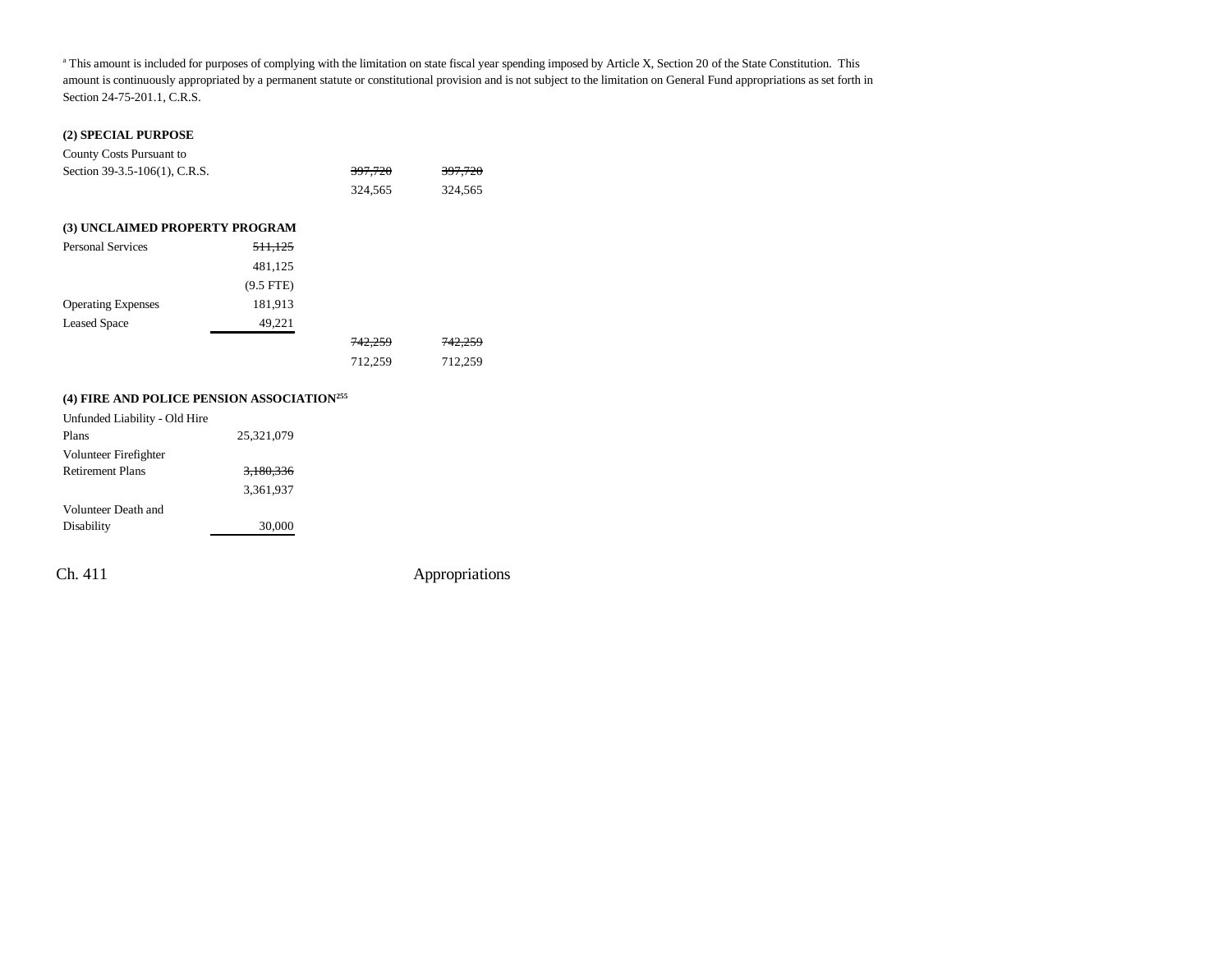[a] This amount is included for purposes of complying with the limitation on state fiscal year spending imposed by Article X, Section 20 of the State Constitution. This amount is continuously appropriated by a permanent statute or constitutional provision and is not subject to the limitation on General Fund appropriations as set forth in Section 24-75-201.1, C.R.S.

**(2) SPECIAL PURPOSE**

| | | | |
|---|---|---|---|
| County Costs Pursuant to Section 39-3.5-106(1), C.R.S. | | ~~397,720~~ | ~~397,720~~ |
| | | 324,565 | 324,565 |

**(3) UNCLAIMED PROPERTY PROGRAM**

| | | | |
|---|---|---|---|
| Personal Services | ~~511,125~~ | | |
| | 481,125 | | |
| | (9.5 FTE) | | |
| Operating Expenses | 181,913 | | |
| Leased Space | 49,221 | | |
| | | ~~742,259~~ | ~~742,259~~ |
| | | 712,259 | 712,259 |

**(4) FIRE AND POLICE PENSION ASSOCIATION[255]**

| | | | |
|---|---|---|---|
| Unfunded Liability - Old Hire Plans | 25,321,079 | | |
| Volunteer Firefighter Retirement Plans | ~~3,180,336~~ | | |
| | 3,361,937 | | |
| Volunteer Death and Disability | 30,000 | | |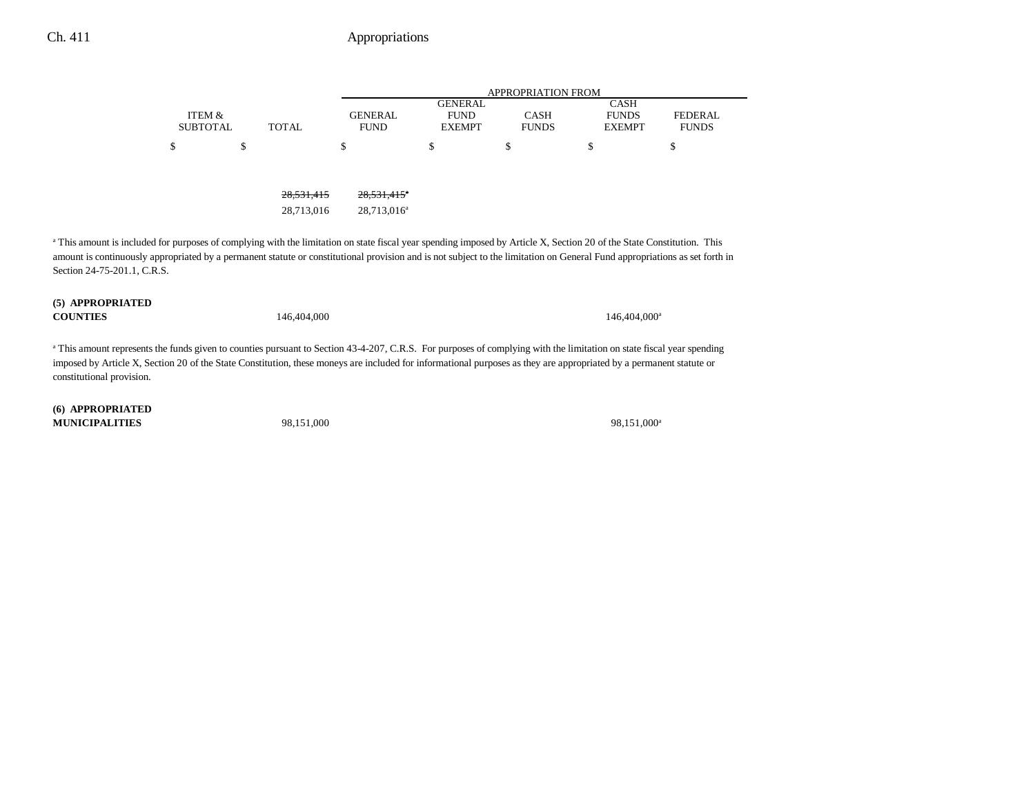| | ITEM & SUBTOTAL | TOTAL | APPROPRIATION FROM GENERAL FUND | GENERAL FUND EXEMPT | CASH FUNDS | CASH FUNDS EXEMPT | FEDERAL FUNDS |
|---|---|---|---|---|---|---|---|
| | $ | $ | $ | $ | $ | $ | $ |
| | | ~~28,531,415~~ | ~~28,531,415~~[a] | | | | |
| | | 28,713,016 | 28,713,016[a] | | | | |

[a] This amount is included for purposes of complying with the limitation on state fiscal year spending imposed by Article X, Section 20 of the State Constitution. This amount is continuously appropriated by a permanent statute or constitutional provision and is not subject to the limitation on General Fund appropriations as set forth in Section 24-75-201.1, C.R.S.

| | ITEM & SUBTOTAL | TOTAL | GENERAL FUND | GENERAL FUND EXEMPT | CASH FUNDS | CASH FUNDS EXEMPT | FEDERAL FUNDS |
|---|---|---|---|---|---|---|---|
| **(5) APPROPRIATED COUNTIES** | | 146,404,000 | | | | 146,404,000[a] | |

[a] This amount represents the funds given to counties pursuant to Section 43-4-207, C.R.S. For purposes of complying with the limitation on state fiscal year spending imposed by Article X, Section 20 of the State Constitution, these moneys are included for informational purposes as they are appropriated by a permanent statute or constitutional provision.

| | ITEM & SUBTOTAL | TOTAL | GENERAL FUND | GENERAL FUND EXEMPT | CASH FUNDS | CASH FUNDS EXEMPT | FEDERAL FUNDS |
|---|---|---|---|---|---|---|---|
| **(6) APPROPRIATED MUNICIPALITIES** | | 98,151,000 | | | | 98,151,000[a] | |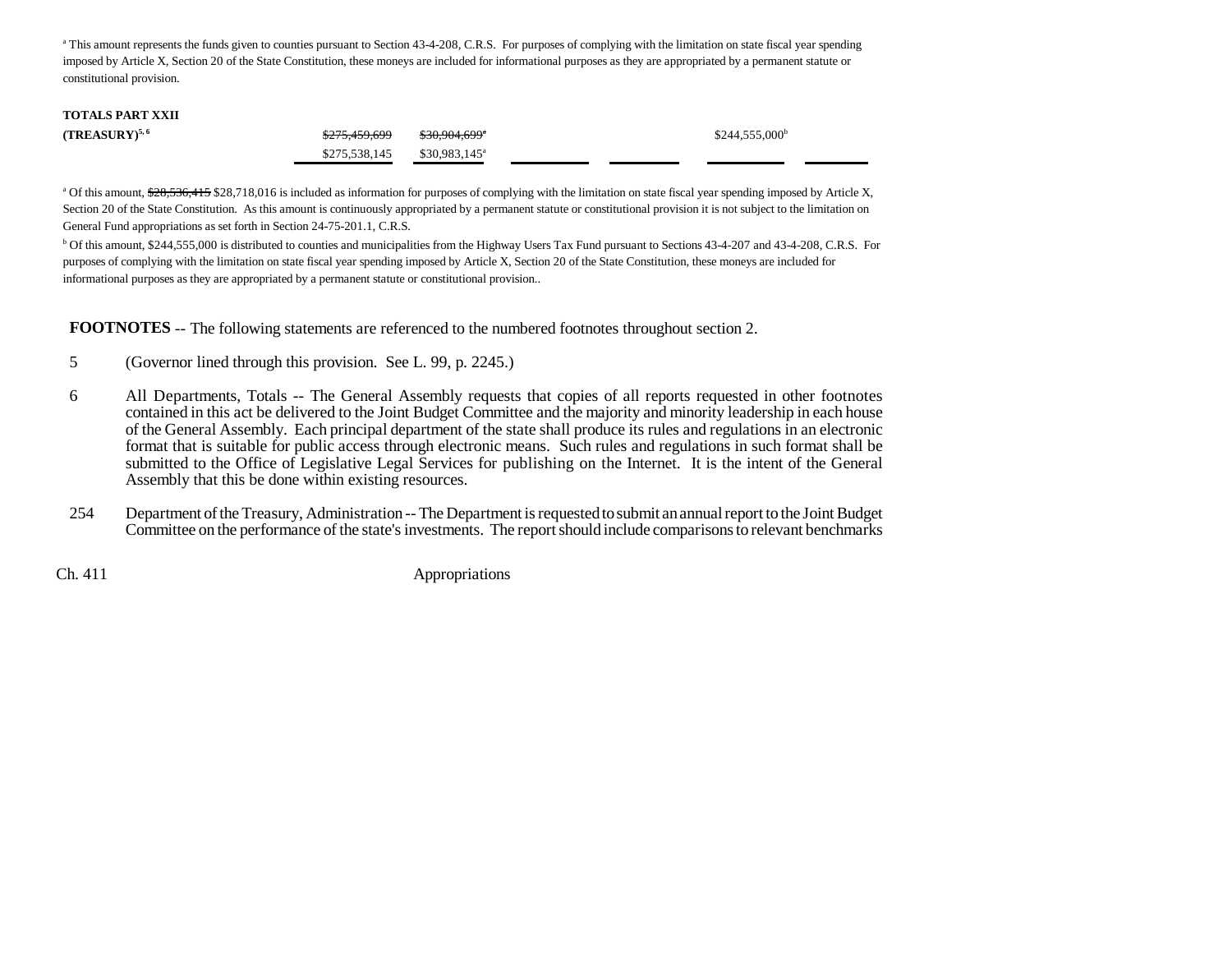[a] This amount represents the funds given to counties pursuant to Section 43-4-208, C.R.S. For purposes of complying with the limitation on state fiscal year spending imposed by Article X, Section 20 of the State Constitution, these moneys are included for informational purposes as they are appropriated by a permanent statute or constitutional provision.

| | | | | | | |
|---|---|---|---|---|---|---|
| **TOTALS PART XXII** | | | | | | |
| **(TREASURY)**[5, 6] | ~~$275,459,699~~ | ~~$30,904,699~~[a] | | | $244,555,000[b] | |
| | $275,538,145 | $30,983,145[a] | | | | |

[a] Of this amount, ~~$28,536,415~~ $28,718,016 is included as information for purposes of complying with the limitation on state fiscal year spending imposed by Article X, Section 20 of the State Constitution. As this amount is continuously appropriated by a permanent statute or constitutional provision it is not subject to the limitation on General Fund appropriations as set forth in Section 24-75-201.1, C.R.S.

[b] Of this amount, $244,555,000 is distributed to counties and municipalities from the Highway Users Tax Fund pursuant to Sections 43-4-207 and 43-4-208, C.R.S. For purposes of complying with the limitation on state fiscal year spending imposed by Article X, Section 20 of the State Constitution, these moneys are included for informational purposes as they are appropriated by a permanent statute or constitutional provision..

**FOOTNOTES** -- The following statements are referenced to the numbered footnotes throughout section 2.

5 (Governor lined through this provision. See L. 99, p. 2245.)

6 All Departments, Totals -- The General Assembly requests that copies of all reports requested in other footnotes contained in this act be delivered to the Joint Budget Committee and the majority and minority leadership in each house of the General Assembly. Each principal department of the state shall produce its rules and regulations in an electronic format that is suitable for public access through electronic means. Such rules and regulations in such format shall be submitted to the Office of Legislative Legal Services for publishing on the Internet. It is the intent of the General Assembly that this be done within existing resources.

254 Department of the Treasury, Administration -- The Department is requested to submit an annual report to the Joint Budget Committee on the performance of the state's investments. The report should include comparisons to relevant benchmarks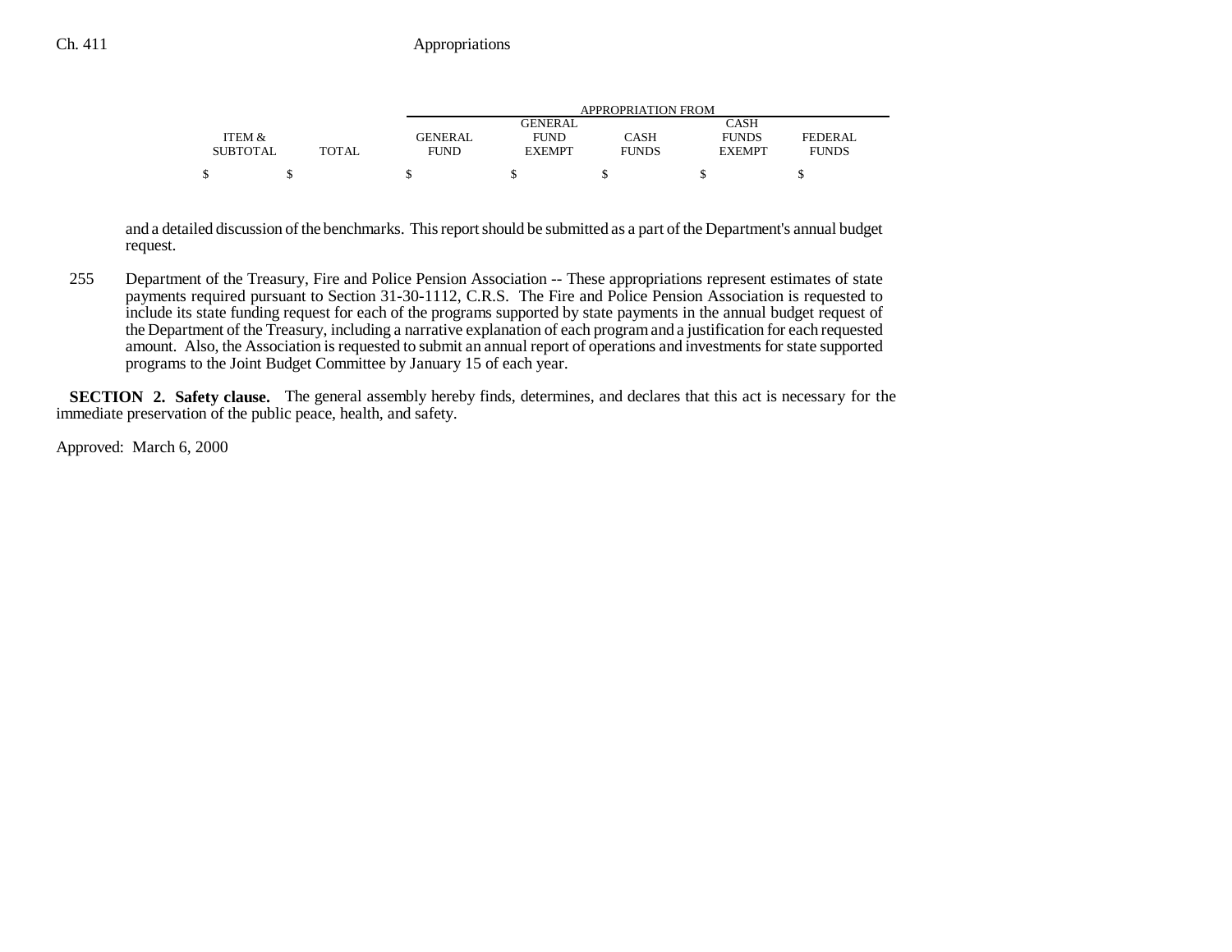| ITEM & SUBTOTAL | TOTAL | APPROPRIATION FROM GENERAL FUND | GENERAL FUND EXEMPT | CASH FUNDS | CASH FUNDS EXEMPT | FEDERAL FUNDS |
|---|---|---|---|---|---|---|
| $ | $ | $ | $ | $ | $ | $ |

and a detailed discussion of the benchmarks. This report should be submitted as a part of the Department's annual budget request.

255 Department of the Treasury, Fire and Police Pension Association -- These appropriations represent estimates of state payments required pursuant to Section 31-30-1112, C.R.S. The Fire and Police Pension Association is requested to include its state funding request for each of the programs supported by state payments in the annual budget request of the Department of the Treasury, including a narrative explanation of each program and a justification for each requested amount. Also, the Association is requested to submit an annual report of operations and investments for state supported programs to the Joint Budget Committee by January 15 of each year.

**SECTION 2. Safety clause.** The general assembly hereby finds, determines, and declares that this act is necessary for the immediate preservation of the public peace, health, and safety.

Approved: March 6, 2000